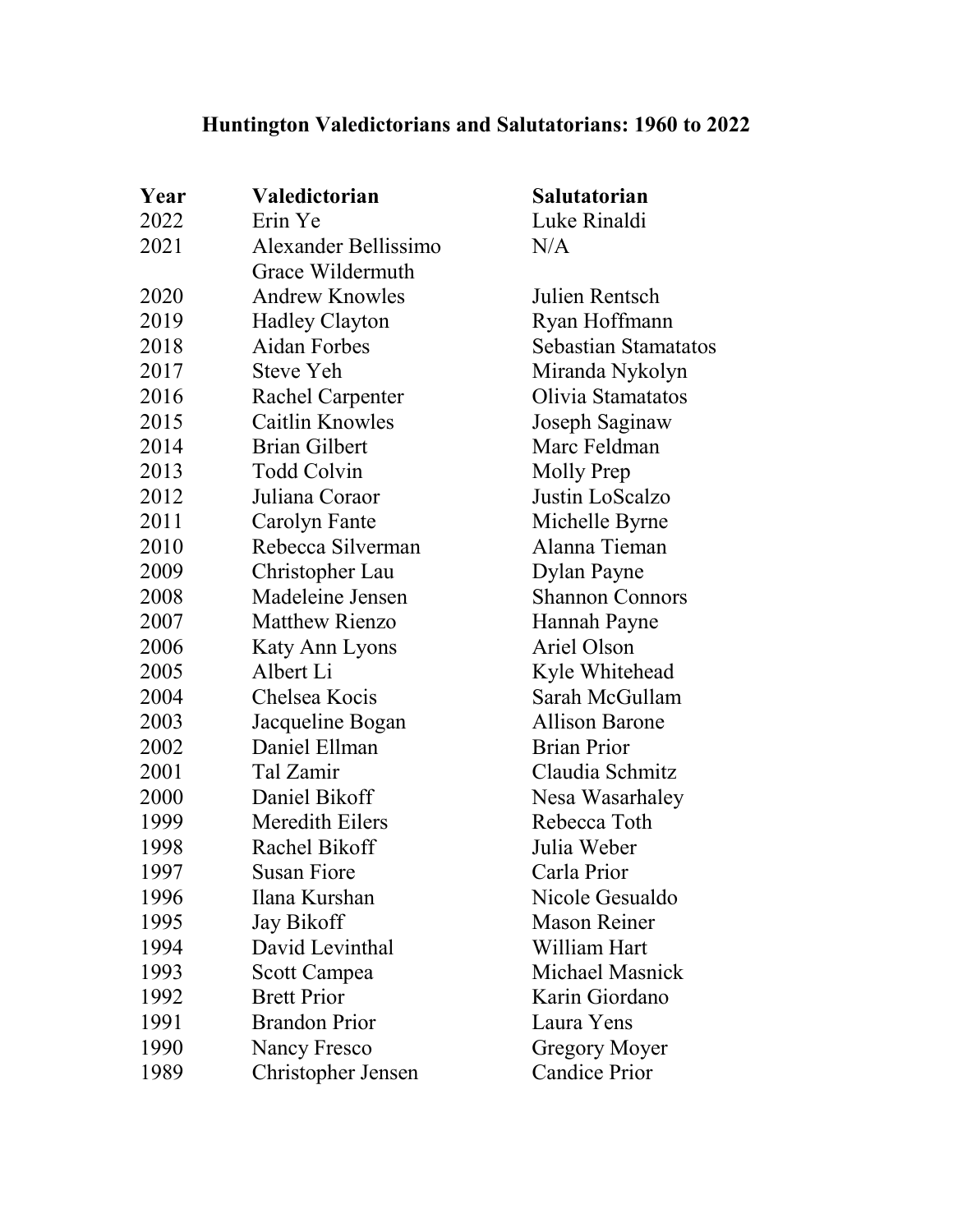# Huntington Valedictorians and Salutatorians: 1960 to 2022

| Year | Valedictorian | Salutatorian |
|---|---|---|
| 2022 | Erin Ye | Luke Rinaldi |
| 2021 | Alexander Bellissimo<br>Grace Wildermuth | N/A |
| 2020 | Andrew Knowles | Julien Rentsch |
| 2019 | Hadley Clayton | Ryan Hoffmann |
| 2018 | Aidan Forbes | Sebastian Stamatatos |
| 2017 | Steve Yeh | Miranda Nykolyn |
| 2016 | Rachel Carpenter | Olivia Stamatatos |
| 2015 | Caitlin Knowles | Joseph Saginaw |
| 2014 | Brian Gilbert | Marc Feldman |
| 2013 | Todd Colvin | Molly Prep |
| 2012 | Juliana Coraor | Justin LoScalzo |
| 2011 | Carolyn Fante | Michelle Byrne |
| 2010 | Rebecca Silverman | Alanna Tieman |
| 2009 | Christopher Lau | Dylan Payne |
| 2008 | Madeleine Jensen | Shannon Connors |
| 2007 | Matthew Rienzo | Hannah Payne |
| 2006 | Katy Ann Lyons | Ariel Olson |
| 2005 | Albert Li | Kyle Whitehead |
| 2004 | Chelsea Kocis | Sarah McGullam |
| 2003 | Jacqueline Bogan | Allison Barone |
| 2002 | Daniel Ellman | Brian Prior |
| 2001 | Tal Zamir | Claudia Schmitz |
| 2000 | Daniel Bikoff | Nesa Wasarhaley |
| 1999 | Meredith Eilers | Rebecca Toth |
| 1998 | Rachel Bikoff | Julia Weber |
| 1997 | Susan Fiore | Carla Prior |
| 1996 | Ilana Kurshan | Nicole Gesualdo |
| 1995 | Jay Bikoff | Mason Reiner |
| 1994 | David Levinthal | William Hart |
| 1993 | Scott Campea | Michael Masnick |
| 1992 | Brett Prior | Karin Giordano |
| 1991 | Brandon Prior | Laura Yens |
| 1990 | Nancy Fresco | Gregory Moyer |
| 1989 | Christopher Jensen | Candice Prior |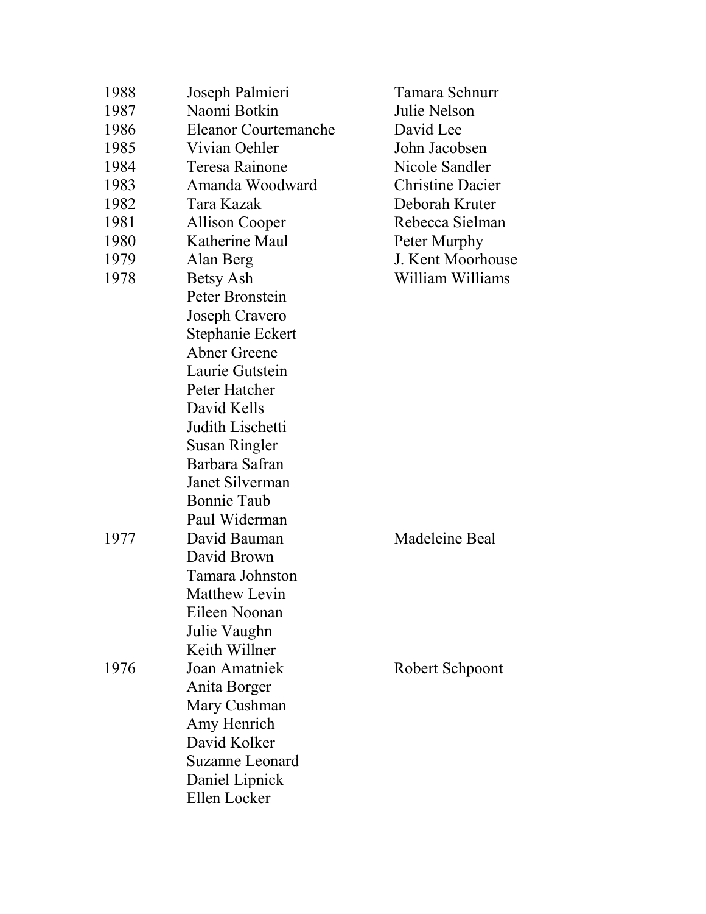| | | |
|---|---|---|
| 1988 | Joseph Palmieri | Tamara Schnurr |
| 1987 | Naomi Botkin | Julie Nelson |
| 1986 | Eleanor Courtemanche | David Lee |
| 1985 | Vivian Oehler | John Jacobsen |
| 1984 | Teresa Rainone | Nicole Sandler |
| 1983 | Amanda Woodward | Christine Dacier |
| 1982 | Tara Kazak | Deborah Kruter |
| 1981 | Allison Cooper | Rebecca Sielman |
| 1980 | Katherine Maul | Peter Murphy |
| 1979 | Alan Berg | J. Kent Moorhouse |
| 1978 | Betsy Ash | William Williams |
| | Peter Bronstein | |
| | Joseph Cravero | |
| | Stephanie Eckert | |
| | Abner Greene | |
| | Laurie Gutstein | |
| | Peter Hatcher | |
| | David Kells | |
| | Judith Lischetti | |
| | Susan Ringler | |
| | Barbara Safran | |
| | Janet Silverman | |
| | Bonnie Taub | |
| | Paul Widerman | |
| 1977 | David Bauman | Madeleine Beal |
| | David Brown | |
| | Tamara Johnston | |
| | Matthew Levin | |
| | Eileen Noonan | |
| | Julie Vaughn | |
| | Keith Willner | |
| 1976 | Joan Amatniek | Robert Schpoont |
| | Anita Borger | |
| | Mary Cushman | |
| | Amy Henrich | |
| | David Kolker | |
| | Suzanne Leonard | |
| | Daniel Lipnick | |
| | Ellen Locker | |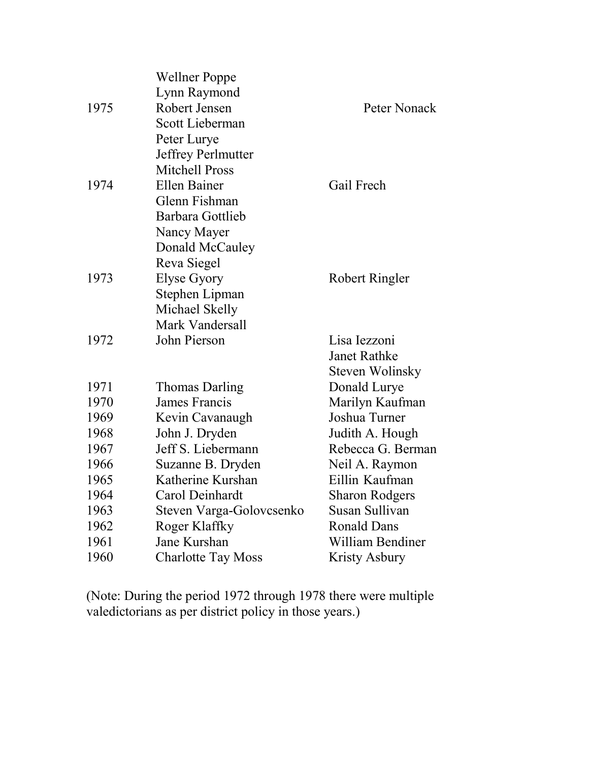| | | |
|---|---|---|
| | Wellner Poppe | |
| | Lynn Raymond | |
| 1975 | Robert Jensen | Peter Nonack |
| | Scott Lieberman | |
| | Peter Lurye | |
| | Jeffrey Perlmutter | |
| | Mitchell Pross | |
| 1974 | Ellen Bainer | Gail Frech |
| | Glenn Fishman | |
| | Barbara Gottlieb | |
| | Nancy Mayer | |
| | Donald McCauley | |
| | Reva Siegel | |
| 1973 | Elyse Gyory | Robert Ringler |
| | Stephen Lipman | |
| | Michael Skelly | |
| | Mark Vandersall | |
| 1972 | John Pierson | Lisa Iezzoni |
| | | Janet Rathke |
| | | Steven Wolinsky |
| 1971 | Thomas Darling | Donald Lurye |
| 1970 | James Francis | Marilyn Kaufman |
| 1969 | Kevin Cavanaugh | Joshua Turner |
| 1968 | John J. Dryden | Judith A. Hough |
| 1967 | Jeff S. Liebermann | Rebecca G. Berman |
| 1966 | Suzanne B. Dryden | Neil A. Raymon |
| 1965 | Katherine Kurshan | Eillin Kaufman |
| 1964 | Carol Deinhardt | Sharon Rodgers |
| 1963 | Steven Varga-Golovcsenko | Susan Sullivan |
| 1962 | Roger Klaffky | Ronald Dans |
| 1961 | Jane Kurshan | William Bendiner |
| 1960 | Charlotte Tay Moss | Kristy Asbury |

(Note: During the period 1972 through 1978 there were multiple valedictorians as per district policy in those years.)